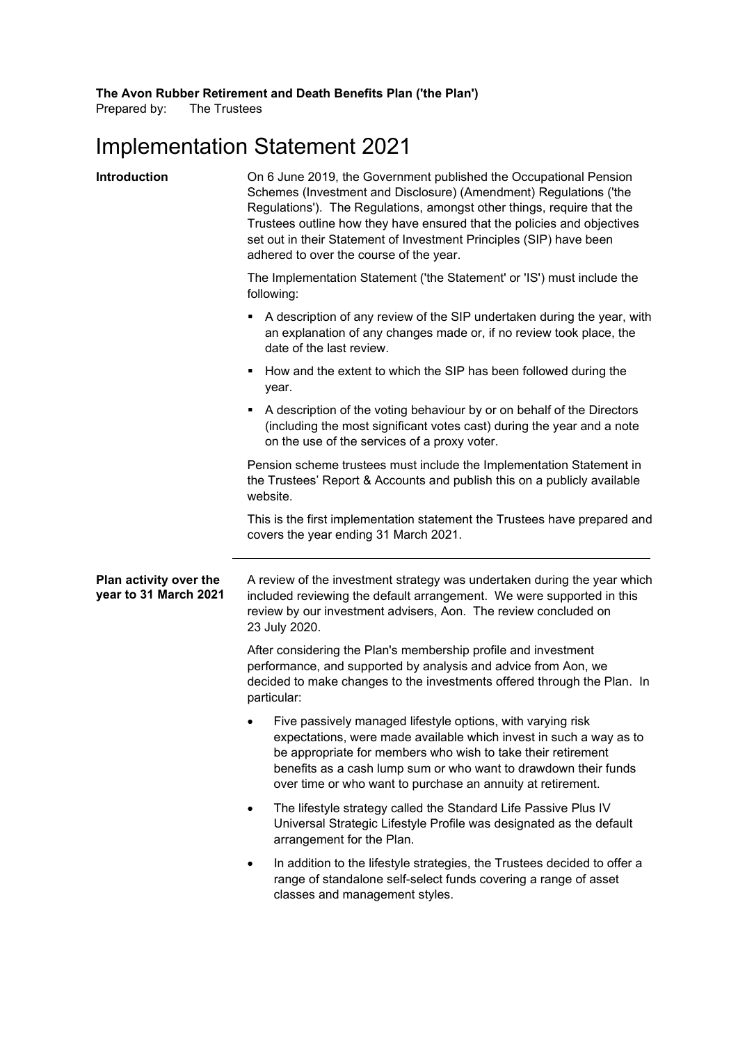**The Avon Rubber Retirement and Death Benefits Plan ('the Plan')**
Prepared by: The Trustees

# Implementation Statement 2021

## Introduction

On 6 June 2019, the Government published the Occupational Pension Schemes (Investment and Disclosure) (Amendment) Regulations ('the Regulations'). The Regulations, amongst other things, require that the Trustees outline how they have ensured that the policies and objectives set out in their Statement of Investment Principles (SIP) have been adhered to over the course of the year.

The Implementation Statement ('the Statement' or 'IS') must include the following:

- A description of any review of the SIP undertaken during the year, with an explanation of any changes made or, if no review took place, the date of the last review.
- How and the extent to which the SIP has been followed during the year.
- A description of the voting behaviour by or on behalf of the Directors (including the most significant votes cast) during the year and a note on the use of the services of a proxy voter.

Pension scheme trustees must include the Implementation Statement in the Trustees' Report & Accounts and publish this on a publicly available website.

This is the first implementation statement the Trustees have prepared and covers the year ending 31 March 2021.

## Plan activity over the year to 31 March 2021

A review of the investment strategy was undertaken during the year which included reviewing the default arrangement. We were supported in this review by our investment advisers, Aon. The review concluded on 23 July 2020.

After considering the Plan's membership profile and investment performance, and supported by analysis and advice from Aon, we decided to make changes to the investments offered through the Plan. In particular:

- Five passively managed lifestyle options, with varying risk expectations, were made available which invest in such a way as to be appropriate for members who wish to take their retirement benefits as a cash lump sum or who want to drawdown their funds over time or who want to purchase an annuity at retirement.
- The lifestyle strategy called the Standard Life Passive Plus IV Universal Strategic Lifestyle Profile was designated as the default arrangement for the Plan.
- In addition to the lifestyle strategies, the Trustees decided to offer a range of standalone self-select funds covering a range of asset classes and management styles.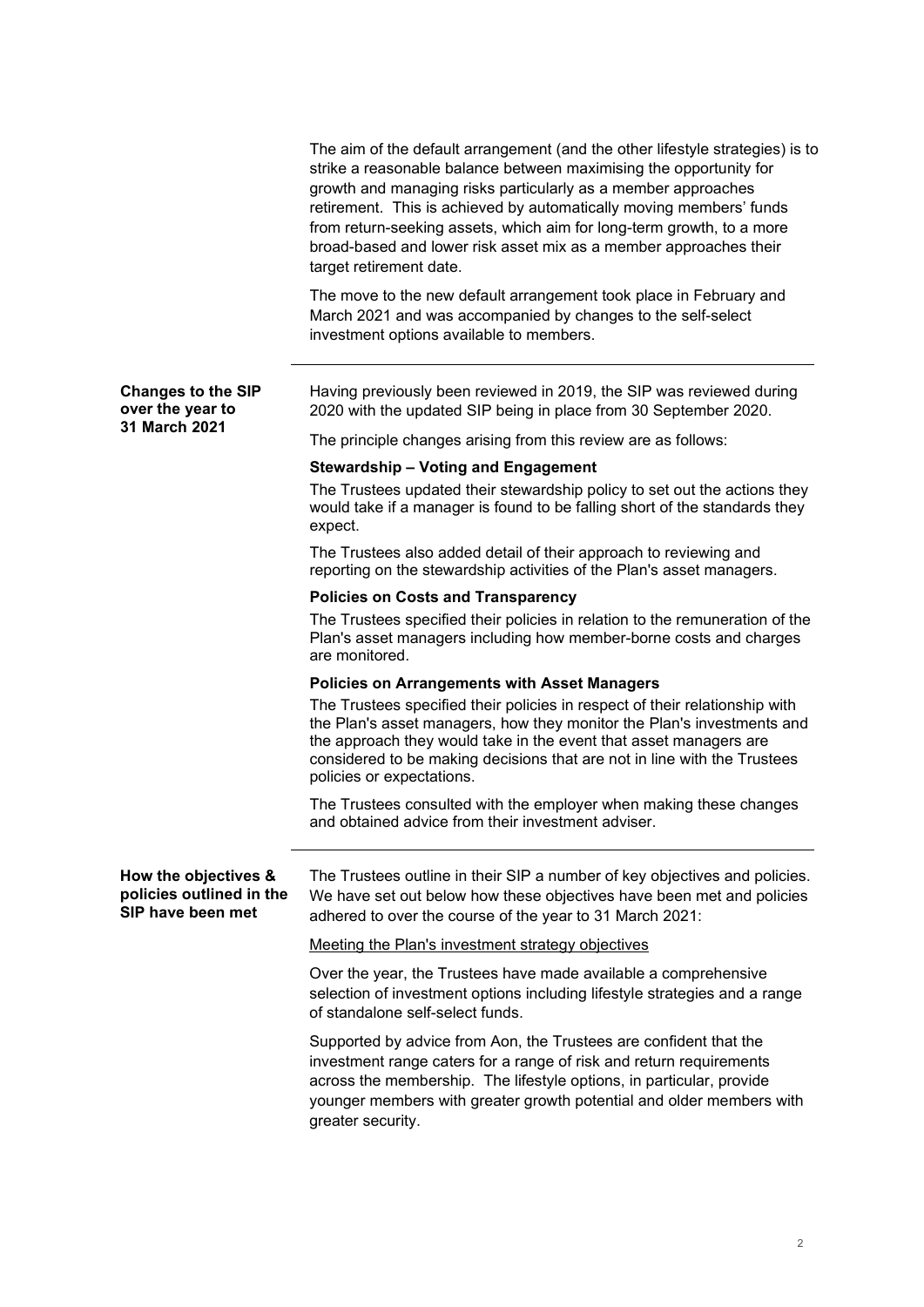The aim of the default arrangement (and the other lifestyle strategies) is to strike a reasonable balance between maximising the opportunity for growth and managing risks particularly as a member approaches retirement. This is achieved by automatically moving members' funds from return-seeking assets, which aim for long-term growth, to a more broad-based and lower risk asset mix as a member approaches their target retirement date.

The move to the new default arrangement took place in February and March 2021 and was accompanied by changes to the self-select investment options available to members.

---

## Changes to the SIP over the year to 31 March 2021

Having previously been reviewed in 2019, the SIP was reviewed during 2020 with the updated SIP being in place from 30 September 2020.

The principle changes arising from this review are as follows:

**Stewardship – Voting and Engagement**

The Trustees updated their stewardship policy to set out the actions they would take if a manager is found to be falling short of the standards they expect.

The Trustees also added detail of their approach to reviewing and reporting on the stewardship activities of the Plan's asset managers.

**Policies on Costs and Transparency**

The Trustees specified their policies in relation to the remuneration of the Plan's asset managers including how member-borne costs and charges are monitored.

**Policies on Arrangements with Asset Managers**

The Trustees specified their policies in respect of their relationship with the Plan's asset managers, how they monitor the Plan's investments and the approach they would take in the event that asset managers are considered to be making decisions that are not in line with the Trustees policies or expectations.

The Trustees consulted with the employer when making these changes and obtained advice from their investment adviser.

---

## How the objectives & policies outlined in the SIP have been met

The Trustees outline in their SIP a number of key objectives and policies. We have set out below how these objectives have been met and policies adhered to over the course of the year to 31 March 2021:

Meeting the Plan's investment strategy objectives

Over the year, the Trustees have made available a comprehensive selection of investment options including lifestyle strategies and a range of standalone self-select funds.

Supported by advice from Aon, the Trustees are confident that the investment range caters for a range of risk and return requirements across the membership. The lifestyle options, in particular, provide younger members with greater growth potential and older members with greater security.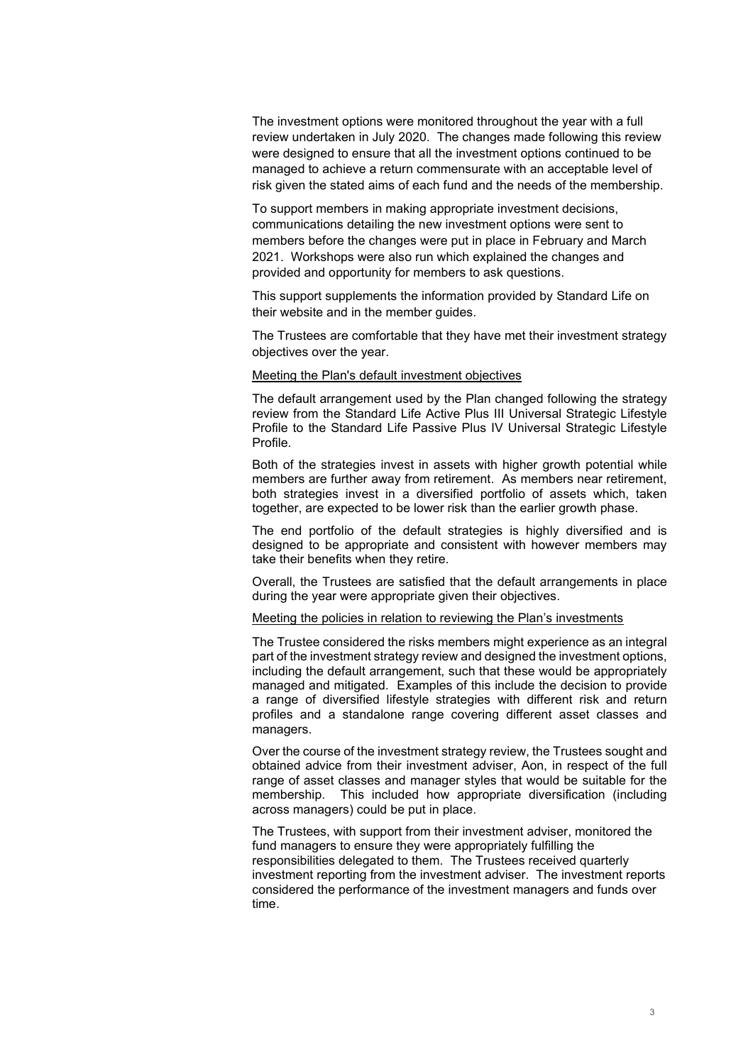The investment options were monitored throughout the year with a full review undertaken in July 2020. The changes made following this review were designed to ensure that all the investment options continued to be managed to achieve a return commensurate with an acceptable level of risk given the stated aims of each fund and the needs of the membership.

To support members in making appropriate investment decisions, communications detailing the new investment options were sent to members before the changes were put in place in February and March 2021. Workshops were also run which explained the changes and provided and opportunity for members to ask questions.

This support supplements the information provided by Standard Life on their website and in the member guides.

The Trustees are comfortable that they have met their investment strategy objectives over the year.

Meeting the Plan's default investment objectives

The default arrangement used by the Plan changed following the strategy review from the Standard Life Active Plus III Universal Strategic Lifestyle Profile to the Standard Life Passive Plus IV Universal Strategic Lifestyle Profile.

Both of the strategies invest in assets with higher growth potential while members are further away from retirement. As members near retirement, both strategies invest in a diversified portfolio of assets which, taken together, are expected to be lower risk than the earlier growth phase.

The end portfolio of the default strategies is highly diversified and is designed to be appropriate and consistent with however members may take their benefits when they retire.

Overall, the Trustees are satisfied that the default arrangements in place during the year were appropriate given their objectives.

Meeting the policies in relation to reviewing the Plan's investments

The Trustee considered the risks members might experience as an integral part of the investment strategy review and designed the investment options, including the default arrangement, such that these would be appropriately managed and mitigated. Examples of this include the decision to provide a range of diversified lifestyle strategies with different risk and return profiles and a standalone range covering different asset classes and managers.

Over the course of the investment strategy review, the Trustees sought and obtained advice from their investment adviser, Aon, in respect of the full range of asset classes and manager styles that would be suitable for the membership. This included how appropriate diversification (including across managers) could be put in place.

The Trustees, with support from their investment adviser, monitored the fund managers to ensure they were appropriately fulfilling the responsibilities delegated to them. The Trustees received quarterly investment reporting from the investment adviser. The investment reports considered the performance of the investment managers and funds over time.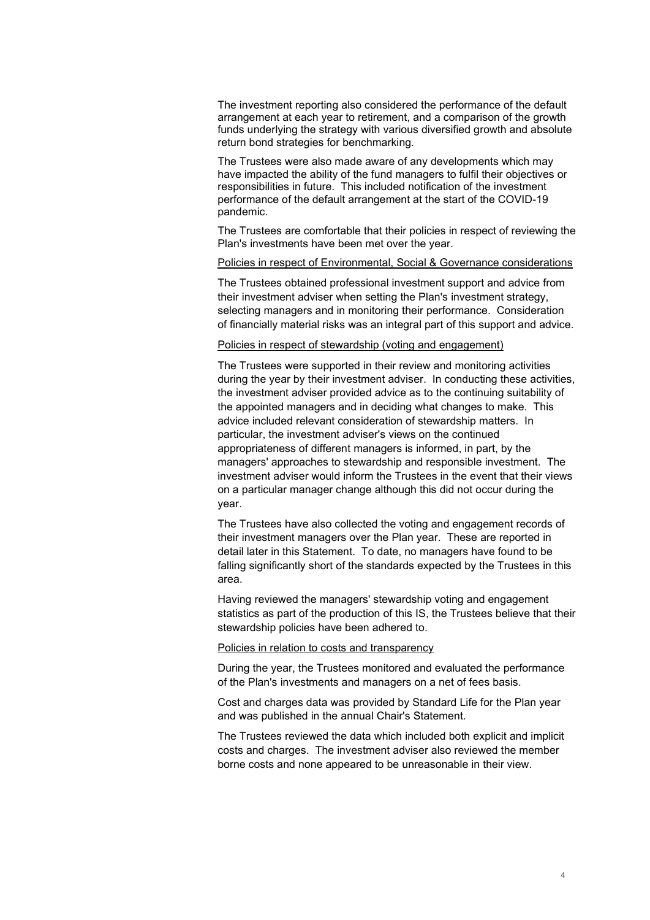The investment reporting also considered the performance of the default arrangement at each year to retirement, and a comparison of the growth funds underlying the strategy with various diversified growth and absolute return bond strategies for benchmarking.

The Trustees were also made aware of any developments which may have impacted the ability of the fund managers to fulfil their objectives or responsibilities in future. This included notification of the investment performance of the default arrangement at the start of the COVID-19 pandemic.

The Trustees are comfortable that their policies in respect of reviewing the Plan's investments have been met over the year.

<u>Policies in respect of Environmental, Social & Governance considerations</u>

The Trustees obtained professional investment support and advice from their investment adviser when setting the Plan's investment strategy, selecting managers and in monitoring their performance. Consideration of financially material risks was an integral part of this support and advice.

<u>Policies in respect of stewardship (voting and engagement)</u>

The Trustees were supported in their review and monitoring activities during the year by their investment adviser. In conducting these activities, the investment adviser provided advice as to the continuing suitability of the appointed managers and in deciding what changes to make. This advice included relevant consideration of stewardship matters. In particular, the investment adviser's views on the continued appropriateness of different managers is informed, in part, by the managers' approaches to stewardship and responsible investment. The investment adviser would inform the Trustees in the event that their views on a particular manager change although this did not occur during the year.

The Trustees have also collected the voting and engagement records of their investment managers over the Plan year. These are reported in detail later in this Statement. To date, no managers have found to be falling significantly short of the standards expected by the Trustees in this area.

Having reviewed the managers' stewardship voting and engagement statistics as part of the production of this IS, the Trustees believe that their stewardship policies have been adhered to.

<u>Policies in relation to costs and transparency</u>

During the year, the Trustees monitored and evaluated the performance of the Plan's investments and managers on a net of fees basis.

Cost and charges data was provided by Standard Life for the Plan year and was published in the annual Chair's Statement.

The Trustees reviewed the data which included both explicit and implicit costs and charges. The investment adviser also reviewed the member borne costs and none appeared to be unreasonable in their view.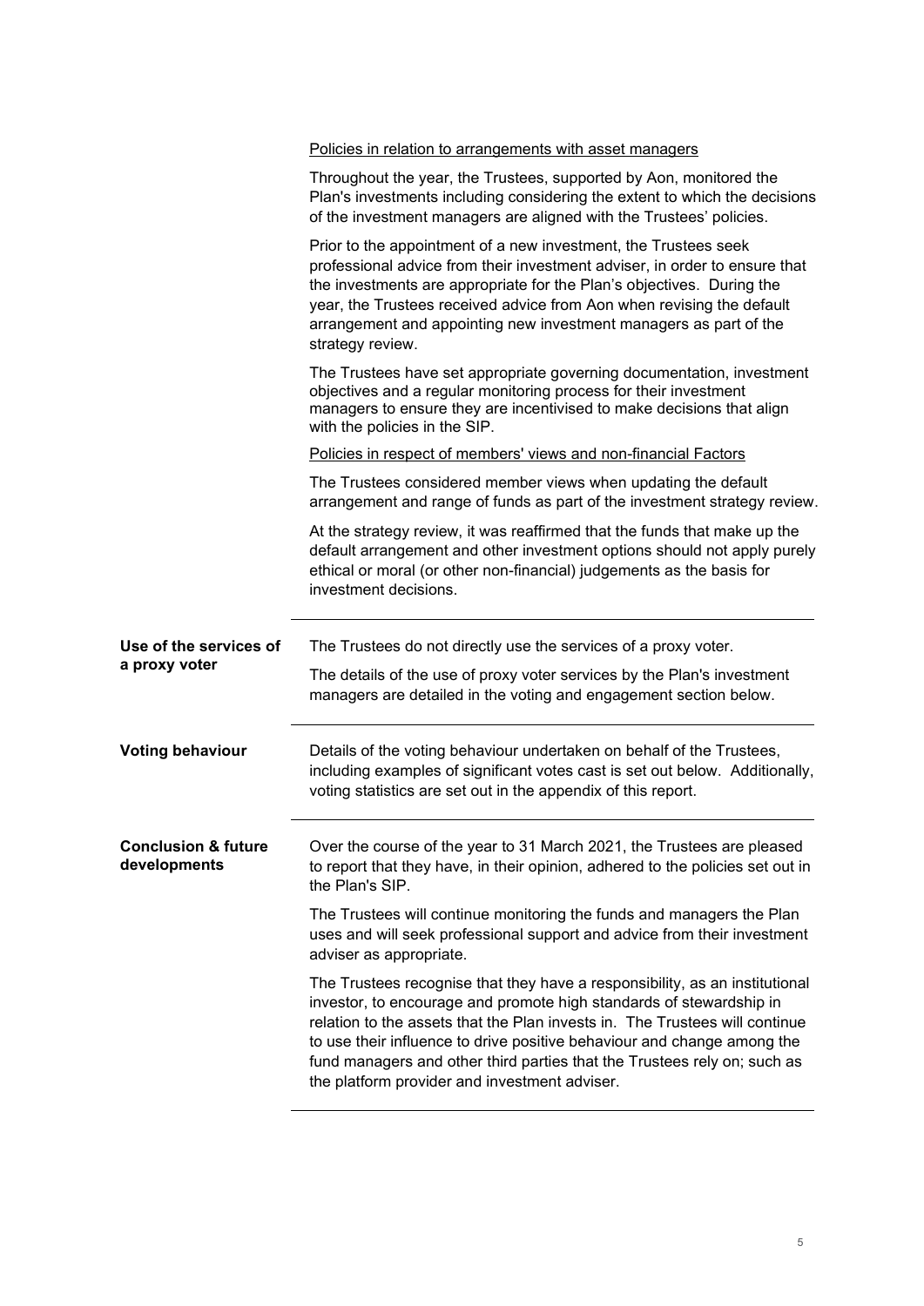Policies in relation to arrangements with asset managers

Throughout the year, the Trustees, supported by Aon, monitored the Plan's investments including considering the extent to which the decisions of the investment managers are aligned with the Trustees' policies.

Prior to the appointment of a new investment, the Trustees seek professional advice from their investment adviser, in order to ensure that the investments are appropriate for the Plan's objectives. During the year, the Trustees received advice from Aon when revising the default arrangement and appointing new investment managers as part of the strategy review.

The Trustees have set appropriate governing documentation, investment objectives and a regular monitoring process for their investment managers to ensure they are incentivised to make decisions that align with the policies in the SIP.

Policies in respect of members' views and non-financial Factors

The Trustees considered member views when updating the default arrangement and range of funds as part of the investment strategy review.

At the strategy review, it was reaffirmed that the funds that make up the default arrangement and other investment options should not apply purely ethical or moral (or other non-financial) judgements as the basis for investment decisions.

**Use of the services of a proxy voter**

The Trustees do not directly use the services of a proxy voter.

The details of the use of proxy voter services by the Plan's investment managers are detailed in the voting and engagement section below.

**Voting behaviour**

Details of the voting behaviour undertaken on behalf of the Trustees, including examples of significant votes cast is set out below. Additionally, voting statistics are set out in the appendix of this report.

**Conclusion & future developments**

Over the course of the year to 31 March 2021, the Trustees are pleased to report that they have, in their opinion, adhered to the policies set out in the Plan's SIP.

The Trustees will continue monitoring the funds and managers the Plan uses and will seek professional support and advice from their investment adviser as appropriate.

The Trustees recognise that they have a responsibility, as an institutional investor, to encourage and promote high standards of stewardship in relation to the assets that the Plan invests in. The Trustees will continue to use their influence to drive positive behaviour and change among the fund managers and other third parties that the Trustees rely on; such as the platform provider and investment adviser.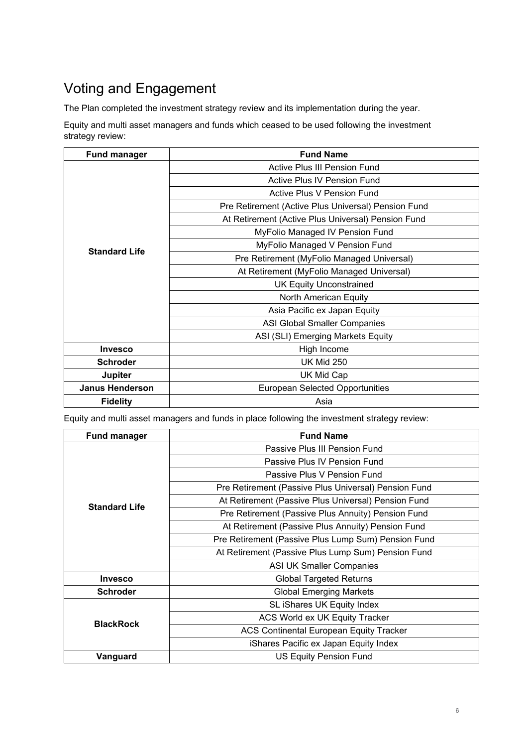# Voting and Engagement

The Plan completed the investment strategy review and its implementation during the year.

Equity and multi asset managers and funds which ceased to be used following the investment strategy review:

| Fund manager | Fund Name |
|---|---|
| **Standard Life** | Active Plus III Pension Fund |
| | Active Plus IV Pension Fund |
| | Active Plus V Pension Fund |
| | Pre Retirement (Active Plus Universal) Pension Fund |
| | At Retirement (Active Plus Universal) Pension Fund |
| | MyFolio Managed IV Pension Fund |
| | MyFolio Managed V Pension Fund |
| | Pre Retirement (MyFolio Managed Universal) |
| | At Retirement (MyFolio Managed Universal) |
| | UK Equity Unconstrained |
| | North American Equity |
| | Asia Pacific ex Japan Equity |
| | ASI Global Smaller Companies |
| | ASI (SLI) Emerging Markets Equity |
| **Invesco** | High Income |
| **Schroder** | UK Mid 250 |
| **Jupiter** | UK Mid Cap |
| **Janus Henderson** | European Selected Opportunities |
| **Fidelity** | Asia |

Equity and multi asset managers and funds in place following the investment strategy review:

| Fund manager | Fund Name |
|---|---|
| **Standard Life** | Passive Plus III Pension Fund |
| | Passive Plus IV Pension Fund |
| | Passive Plus V Pension Fund |
| | Pre Retirement (Passive Plus Universal) Pension Fund |
| | At Retirement (Passive Plus Universal) Pension Fund |
| | Pre Retirement (Passive Plus Annuity) Pension Fund |
| | At Retirement (Passive Plus Annuity) Pension Fund |
| | Pre Retirement (Passive Plus Lump Sum) Pension Fund |
| | At Retirement (Passive Plus Lump Sum) Pension Fund |
| | ASI UK Smaller Companies |
| **Invesco** | Global Targeted Returns |
| **Schroder** | Global Emerging Markets |
| **BlackRock** | SL iShares UK Equity Index |
| | ACS World ex UK Equity Tracker |
| | ACS Continental European Equity Tracker |
| | iShares Pacific ex Japan Equity Index |
| **Vanguard** | US Equity Pension Fund |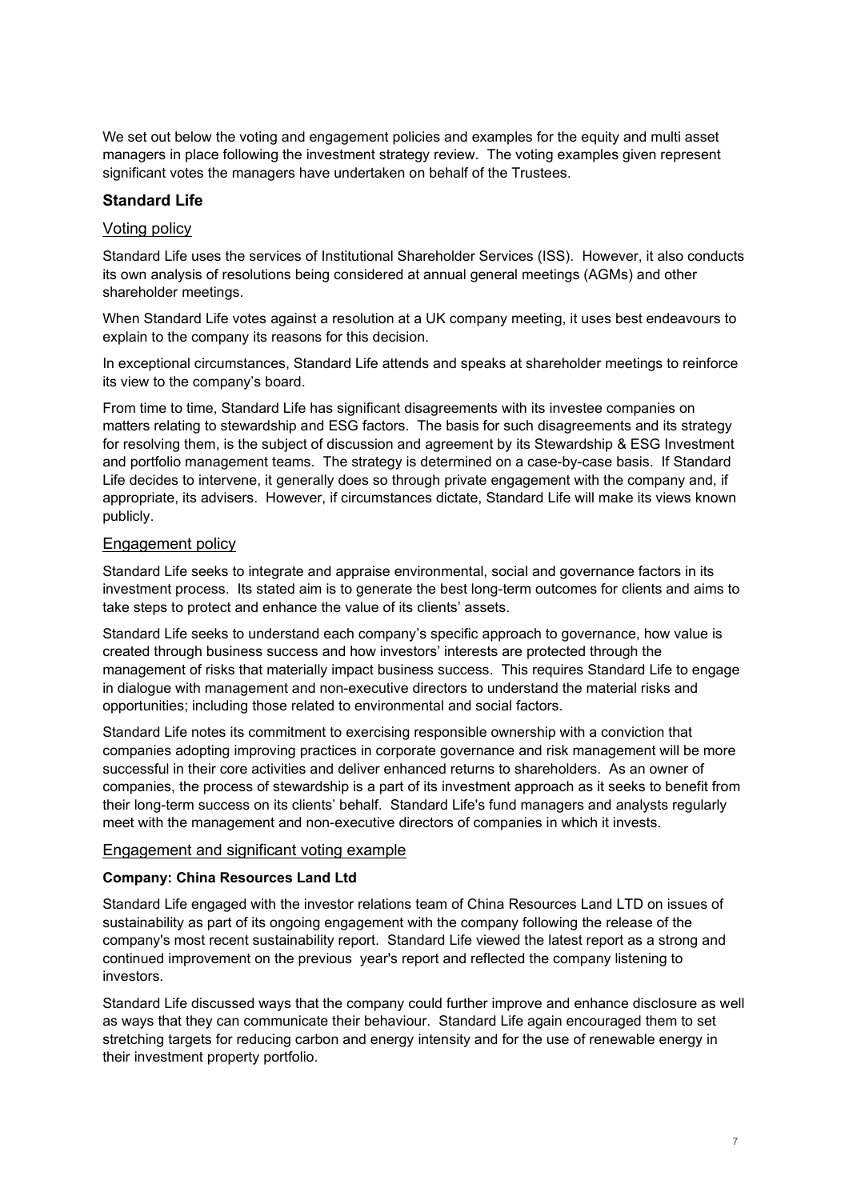We set out below the voting and engagement policies and examples for the equity and multi asset managers in place following the investment strategy review. The voting examples given represent significant votes the managers have undertaken on behalf of the Trustees.

## Standard Life

### Voting policy

Standard Life uses the services of Institutional Shareholder Services (ISS). However, it also conducts its own analysis of resolutions being considered at annual general meetings (AGMs) and other shareholder meetings.

When Standard Life votes against a resolution at a UK company meeting, it uses best endeavours to explain to the company its reasons for this decision.

In exceptional circumstances, Standard Life attends and speaks at shareholder meetings to reinforce its view to the company's board.

From time to time, Standard Life has significant disagreements with its investee companies on matters relating to stewardship and ESG factors. The basis for such disagreements and its strategy for resolving them, is the subject of discussion and agreement by its Stewardship & ESG Investment and portfolio management teams. The strategy is determined on a case-by-case basis. If Standard Life decides to intervene, it generally does so through private engagement with the company and, if appropriate, its advisers. However, if circumstances dictate, Standard Life will make its views known publicly.

### Engagement policy

Standard Life seeks to integrate and appraise environmental, social and governance factors in its investment process. Its stated aim is to generate the best long-term outcomes for clients and aims to take steps to protect and enhance the value of its clients' assets.

Standard Life seeks to understand each company's specific approach to governance, how value is created through business success and how investors' interests are protected through the management of risks that materially impact business success. This requires Standard Life to engage in dialogue with management and non-executive directors to understand the material risks and opportunities; including those related to environmental and social factors.

Standard Life notes its commitment to exercising responsible ownership with a conviction that companies adopting improving practices in corporate governance and risk management will be more successful in their core activities and deliver enhanced returns to shareholders. As an owner of companies, the process of stewardship is a part of its investment approach as it seeks to benefit from their long-term success on its clients' behalf. Standard Life's fund managers and analysts regularly meet with the management and non-executive directors of companies in which it invests.

### Engagement and significant voting example

**Company: China Resources Land Ltd**

Standard Life engaged with the investor relations team of China Resources Land LTD on issues of sustainability as part of its ongoing engagement with the company following the release of the company's most recent sustainability report. Standard Life viewed the latest report as a strong and continued improvement on the previous year's report and reflected the company listening to investors.

Standard Life discussed ways that the company could further improve and enhance disclosure as well as ways that they can communicate their behaviour. Standard Life again encouraged them to set stretching targets for reducing carbon and energy intensity and for the use of renewable energy in their investment property portfolio.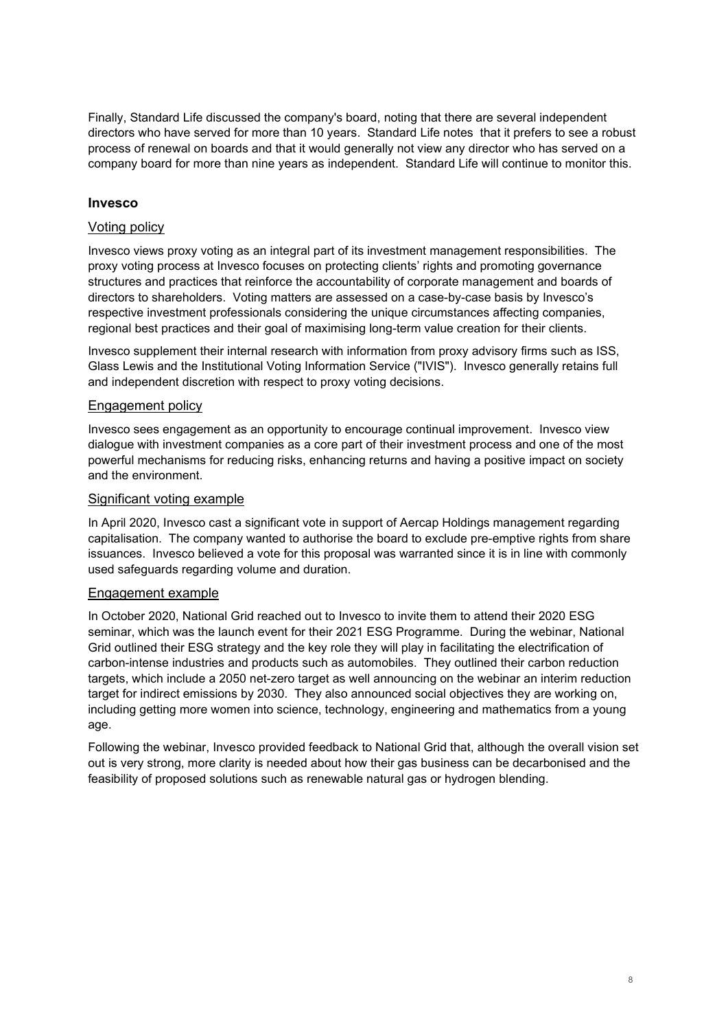Finally, Standard Life discussed the company's board, noting that there are several independent directors who have served for more than 10 years. Standard Life notes that it prefers to see a robust process of renewal on boards and that it would generally not view any director who has served on a company board for more than nine years as independent. Standard Life will continue to monitor this.

### Invesco

#### Voting policy

Invesco views proxy voting as an integral part of its investment management responsibilities. The proxy voting process at Invesco focuses on protecting clients' rights and promoting governance structures and practices that reinforce the accountability of corporate management and boards of directors to shareholders. Voting matters are assessed on a case-by-case basis by Invesco's respective investment professionals considering the unique circumstances affecting companies, regional best practices and their goal of maximising long-term value creation for their clients.

Invesco supplement their internal research with information from proxy advisory firms such as ISS, Glass Lewis and the Institutional Voting Information Service ("IVIS"). Invesco generally retains full and independent discretion with respect to proxy voting decisions.

#### Engagement policy

Invesco sees engagement as an opportunity to encourage continual improvement. Invesco view dialogue with investment companies as a core part of their investment process and one of the most powerful mechanisms for reducing risks, enhancing returns and having a positive impact on society and the environment.

#### Significant voting example

In April 2020, Invesco cast a significant vote in support of Aercap Holdings management regarding capitalisation. The company wanted to authorise the board to exclude pre-emptive rights from share issuances. Invesco believed a vote for this proposal was warranted since it is in line with commonly used safeguards regarding volume and duration.

#### Engagement example

In October 2020, National Grid reached out to Invesco to invite them to attend their 2020 ESG seminar, which was the launch event for their 2021 ESG Programme. During the webinar, National Grid outlined their ESG strategy and the key role they will play in facilitating the electrification of carbon-intense industries and products such as automobiles. They outlined their carbon reduction targets, which include a 2050 net-zero target as well announcing on the webinar an interim reduction target for indirect emissions by 2030. They also announced social objectives they are working on, including getting more women into science, technology, engineering and mathematics from a young age.

Following the webinar, Invesco provided feedback to National Grid that, although the overall vision set out is very strong, more clarity is needed about how their gas business can be decarbonised and the feasibility of proposed solutions such as renewable natural gas or hydrogen blending.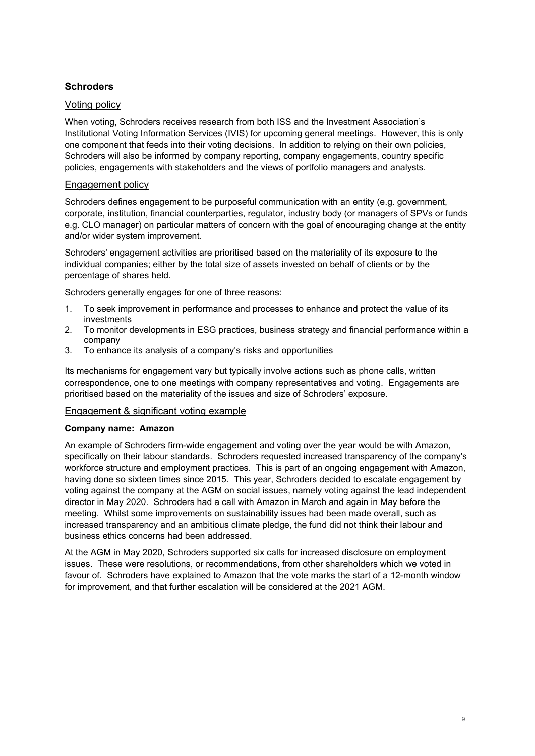## Schroders

### Voting policy

When voting, Schroders receives research from both ISS and the Investment Association's Institutional Voting Information Services (IVIS) for upcoming general meetings. However, this is only one component that feeds into their voting decisions. In addition to relying on their own policies, Schroders will also be informed by company reporting, company engagements, country specific policies, engagements with stakeholders and the views of portfolio managers and analysts.

### Engagement policy

Schroders defines engagement to be purposeful communication with an entity (e.g. government, corporate, institution, financial counterparties, regulator, industry body (or managers of SPVs or funds e.g. CLO manager) on particular matters of concern with the goal of encouraging change at the entity and/or wider system improvement.

Schroders' engagement activities are prioritised based on the materiality of its exposure to the individual companies; either by the total size of assets invested on behalf of clients or by the percentage of shares held.

Schroders generally engages for one of three reasons:

1. To seek improvement in performance and processes to enhance and protect the value of its investments
2. To monitor developments in ESG practices, business strategy and financial performance within a company
3. To enhance its analysis of a company's risks and opportunities

Its mechanisms for engagement vary but typically involve actions such as phone calls, written correspondence, one to one meetings with company representatives and voting. Engagements are prioritised based on the materiality of the issues and size of Schroders' exposure.

### Engagement & significant voting example

**Company name: Amazon**

An example of Schroders firm-wide engagement and voting over the year would be with Amazon, specifically on their labour standards. Schroders requested increased transparency of the company's workforce structure and employment practices. This is part of an ongoing engagement with Amazon, having done so sixteen times since 2015. This year, Schroders decided to escalate engagement by voting against the company at the AGM on social issues, namely voting against the lead independent director in May 2020. Schroders had a call with Amazon in March and again in May before the meeting. Whilst some improvements on sustainability issues had been made overall, such as increased transparency and an ambitious climate pledge, the fund did not think their labour and business ethics concerns had been addressed.

At the AGM in May 2020, Schroders supported six calls for increased disclosure on employment issues. These were resolutions, or recommendations, from other shareholders which we voted in favour of. Schroders have explained to Amazon that the vote marks the start of a 12-month window for improvement, and that further escalation will be considered at the 2021 AGM.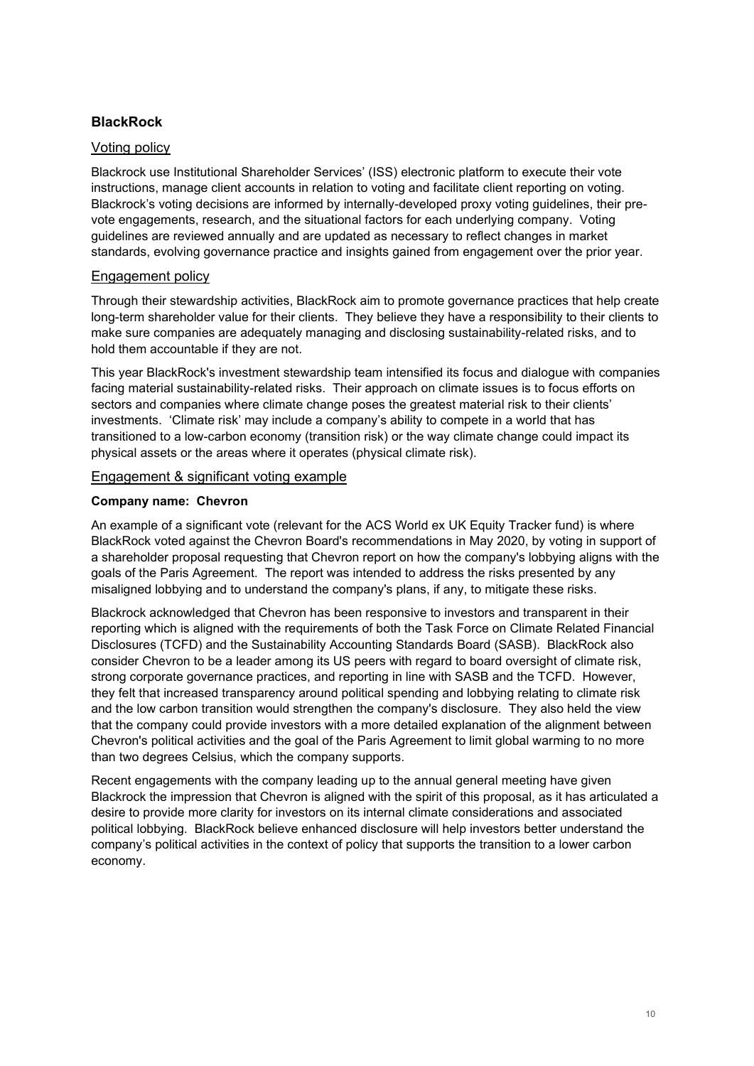## BlackRock

### Voting policy

Blackrock use Institutional Shareholder Services' (ISS) electronic platform to execute their vote instructions, manage client accounts in relation to voting and facilitate client reporting on voting. Blackrock's voting decisions are informed by internally-developed proxy voting guidelines, their pre-vote engagements, research, and the situational factors for each underlying company. Voting guidelines are reviewed annually and are updated as necessary to reflect changes in market standards, evolving governance practice and insights gained from engagement over the prior year.

### Engagement policy

Through their stewardship activities, BlackRock aim to promote governance practices that help create long-term shareholder value for their clients. They believe they have a responsibility to their clients to make sure companies are adequately managing and disclosing sustainability-related risks, and to hold them accountable if they are not.

This year BlackRock's investment stewardship team intensified its focus and dialogue with companies facing material sustainability-related risks. Their approach on climate issues is to focus efforts on sectors and companies where climate change poses the greatest material risk to their clients' investments. 'Climate risk' may include a company's ability to compete in a world that has transitioned to a low-carbon economy (transition risk) or the way climate change could impact its physical assets or the areas where it operates (physical climate risk).

### Engagement & significant voting example

**Company name: Chevron**

An example of a significant vote (relevant for the ACS World ex UK Equity Tracker fund) is where BlackRock voted against the Chevron Board's recommendations in May 2020, by voting in support of a shareholder proposal requesting that Chevron report on how the company's lobbying aligns with the goals of the Paris Agreement. The report was intended to address the risks presented by any misaligned lobbying and to understand the company's plans, if any, to mitigate these risks.

Blackrock acknowledged that Chevron has been responsive to investors and transparent in their reporting which is aligned with the requirements of both the Task Force on Climate Related Financial Disclosures (TCFD) and the Sustainability Accounting Standards Board (SASB). BlackRock also consider Chevron to be a leader among its US peers with regard to board oversight of climate risk, strong corporate governance practices, and reporting in line with SASB and the TCFD. However, they felt that increased transparency around political spending and lobbying relating to climate risk and the low carbon transition would strengthen the company's disclosure. They also held the view that the company could provide investors with a more detailed explanation of the alignment between Chevron's political activities and the goal of the Paris Agreement to limit global warming to no more than two degrees Celsius, which the company supports.

Recent engagements with the company leading up to the annual general meeting have given Blackrock the impression that Chevron is aligned with the spirit of this proposal, as it has articulated a desire to provide more clarity for investors on its internal climate considerations and associated political lobbying. BlackRock believe enhanced disclosure will help investors better understand the company's political activities in the context of policy that supports the transition to a lower carbon economy.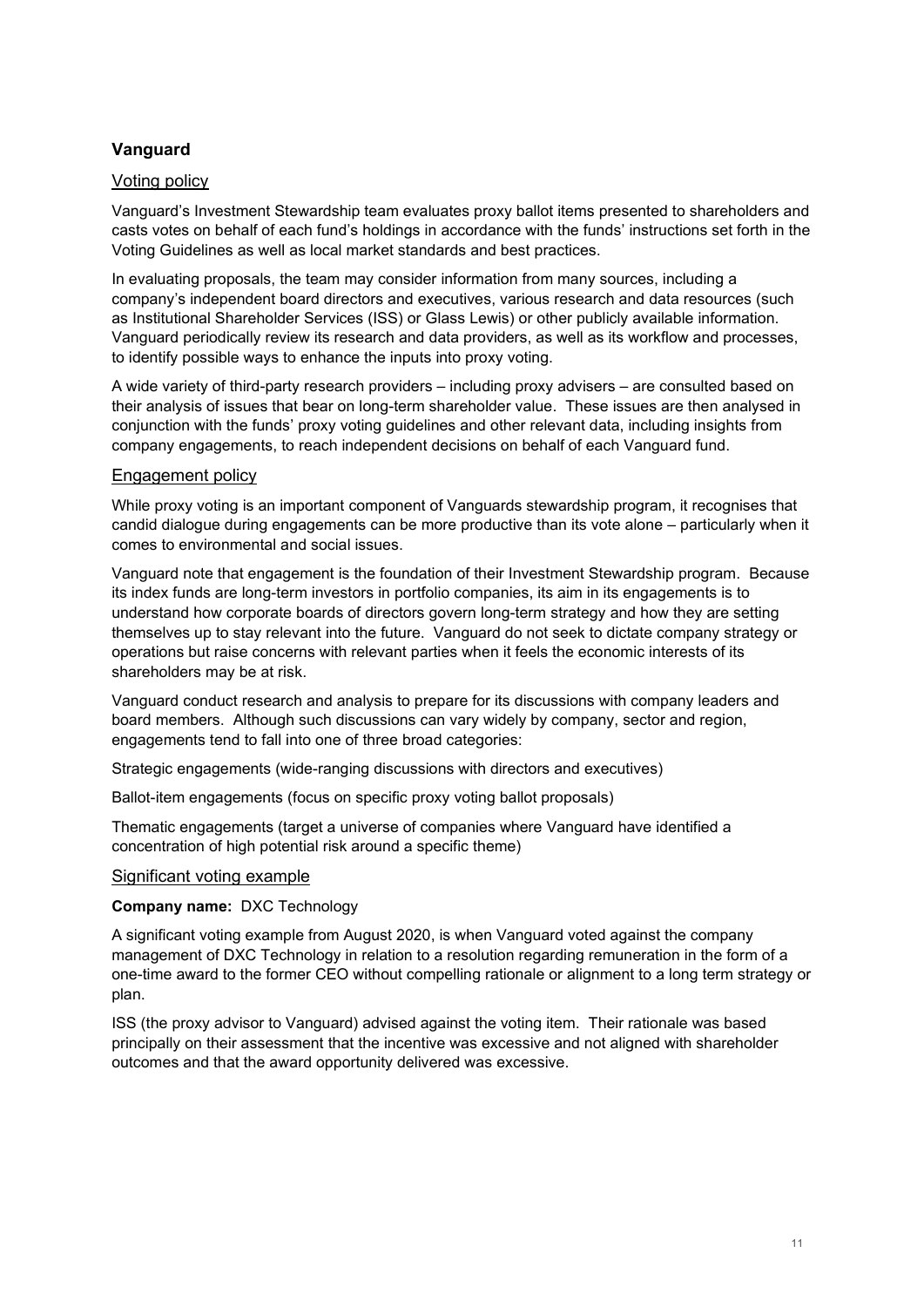## Vanguard

### Voting policy

Vanguard's Investment Stewardship team evaluates proxy ballot items presented to shareholders and casts votes on behalf of each fund's holdings in accordance with the funds' instructions set forth in the Voting Guidelines as well as local market standards and best practices.

In evaluating proposals, the team may consider information from many sources, including a company's independent board directors and executives, various research and data resources (such as Institutional Shareholder Services (ISS) or Glass Lewis) or other publicly available information. Vanguard periodically review its research and data providers, as well as its workflow and processes, to identify possible ways to enhance the inputs into proxy voting.

A wide variety of third-party research providers – including proxy advisers – are consulted based on their analysis of issues that bear on long-term shareholder value. These issues are then analysed in conjunction with the funds' proxy voting guidelines and other relevant data, including insights from company engagements, to reach independent decisions on behalf of each Vanguard fund.

### Engagement policy

While proxy voting is an important component of Vanguards stewardship program, it recognises that candid dialogue during engagements can be more productive than its vote alone – particularly when it comes to environmental and social issues.

Vanguard note that engagement is the foundation of their Investment Stewardship program. Because its index funds are long-term investors in portfolio companies, its aim in its engagements is to understand how corporate boards of directors govern long-term strategy and how they are setting themselves up to stay relevant into the future. Vanguard do not seek to dictate company strategy or operations but raise concerns with relevant parties when it feels the economic interests of its shareholders may be at risk.

Vanguard conduct research and analysis to prepare for its discussions with company leaders and board members. Although such discussions can vary widely by company, sector and region, engagements tend to fall into one of three broad categories:

Strategic engagements (wide-ranging discussions with directors and executives)

Ballot-item engagements (focus on specific proxy voting ballot proposals)

Thematic engagements (target a universe of companies where Vanguard have identified a concentration of high potential risk around a specific theme)

### Significant voting example

**Company name:** DXC Technology

A significant voting example from August 2020, is when Vanguard voted against the company management of DXC Technology in relation to a resolution regarding remuneration in the form of a one-time award to the former CEO without compelling rationale or alignment to a long term strategy or plan.

ISS (the proxy advisor to Vanguard) advised against the voting item. Their rationale was based principally on their assessment that the incentive was excessive and not aligned with shareholder outcomes and that the award opportunity delivered was excessive.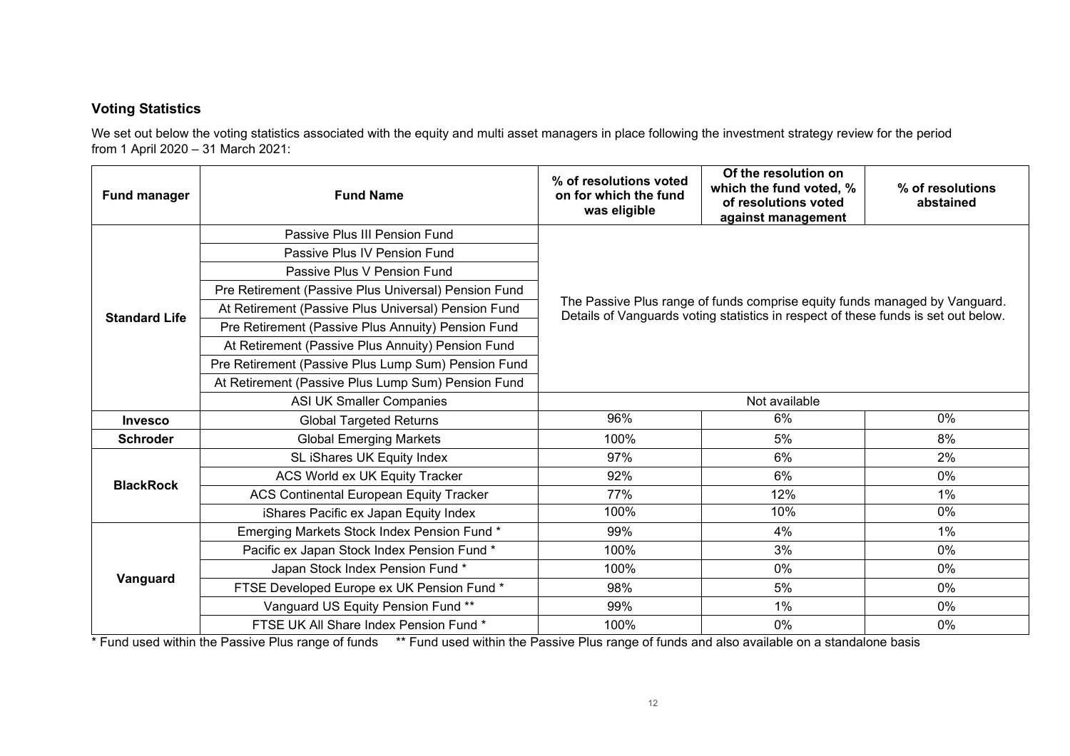## Voting Statistics

We set out below the voting statistics associated with the equity and multi asset managers in place following the investment strategy review for the period from 1 April 2020 – 31 March 2021:

| Fund manager | Fund Name | % of resolutions voted on for which the fund was eligible | Of the resolution on which the fund voted, % of resolutions voted against management | % of resolutions abstained |
|---|---|---|---|---|
| Standard Life | Passive Plus III Pension Fund | The Passive Plus range of funds comprise equity funds managed by Vanguard. Details of Vanguards voting statistics in respect of these funds is set out below. | | |
| | Passive Plus IV Pension Fund | | | |
| | Passive Plus V Pension Fund | | | |
| | Pre Retirement (Passive Plus Universal) Pension Fund | | | |
| | At Retirement (Passive Plus Universal) Pension Fund | | | |
| | Pre Retirement (Passive Plus Annuity) Pension Fund | | | |
| | At Retirement (Passive Plus Annuity) Pension Fund | | | |
| | Pre Retirement (Passive Plus Lump Sum) Pension Fund | | | |
| | At Retirement (Passive Plus Lump Sum) Pension Fund | | | |
| | ASI UK Smaller Companies | Not available | | |
| Invesco | Global Targeted Returns | 96% | 6% | 0% |
| Schroder | Global Emerging Markets | 100% | 5% | 8% |
| BlackRock | SL iShares UK Equity Index | 97% | 6% | 2% |
| | ACS World ex UK Equity Tracker | 92% | 6% | 0% |
| | ACS Continental European Equity Tracker | 77% | 12% | 1% |
| | iShares Pacific ex Japan Equity Index | 100% | 10% | 0% |
| Vanguard | Emerging Markets Stock Index Pension Fund * | 99% | 4% | 1% |
| | Pacific ex Japan Stock Index Pension Fund * | 100% | 3% | 0% |
| | Japan Stock Index Pension Fund * | 100% | 0% | 0% |
| | FTSE Developed Europe ex UK Pension Fund * | 98% | 5% | 0% |
| | Vanguard US Equity Pension Fund ** | 99% | 1% | 0% |
| | FTSE UK All Share Index Pension Fund * | 100% | 0% | 0% |

\* Fund used within the Passive Plus range of funds ** Fund used within the Passive Plus range of funds and also available on a standalone basis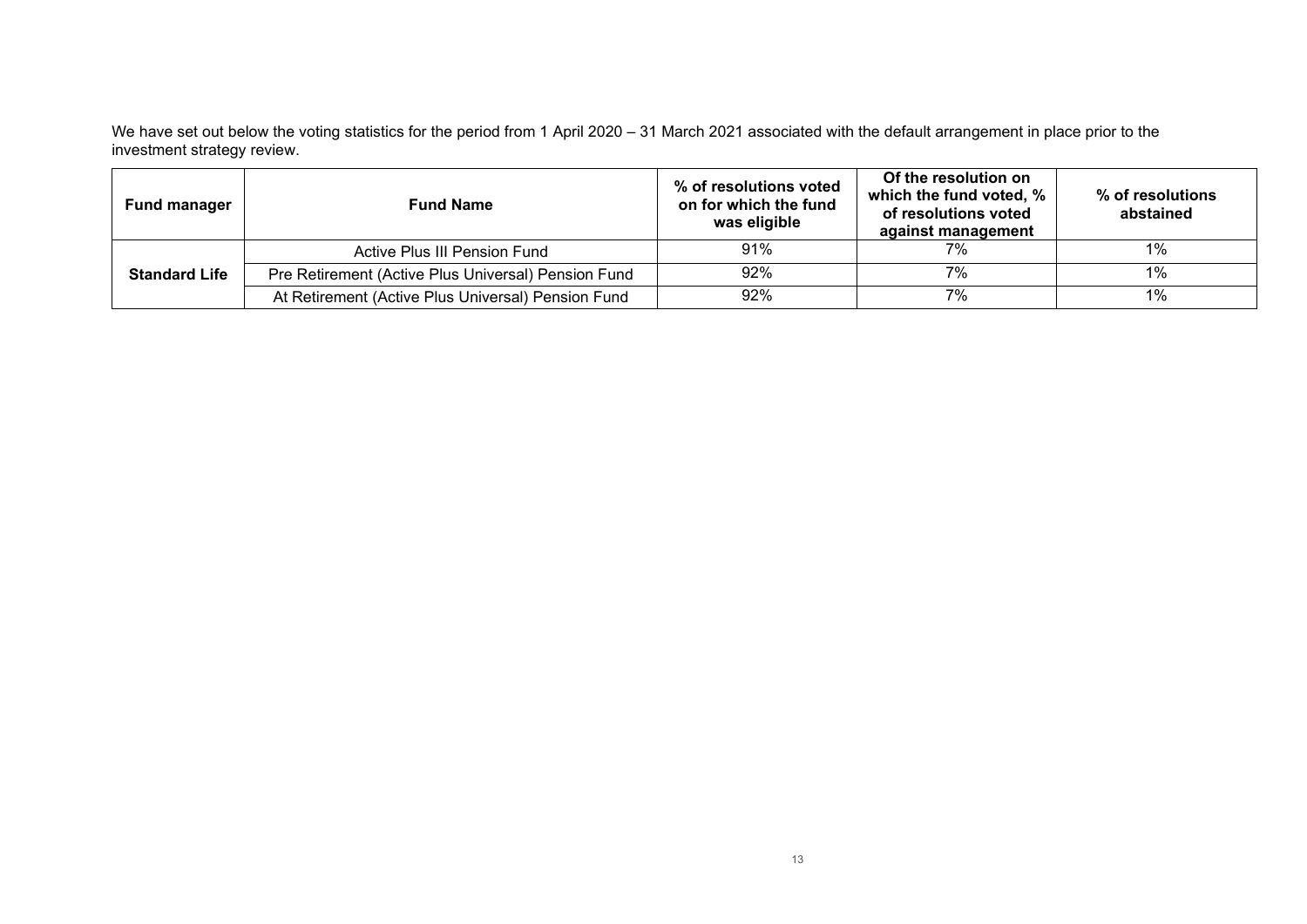We have set out below the voting statistics for the period from 1 April 2020 – 31 March 2021 associated with the default arrangement in place prior to the investment strategy review.

| Fund manager | Fund Name | % of resolutions voted on for which the fund was eligible | Of the resolution on which the fund voted, % of resolutions voted against management | % of resolutions abstained |
|---|---|---|---|---|
| **Standard Life** | Active Plus III Pension Fund | 91% | 7% | 1% |
| | Pre Retirement (Active Plus Universal) Pension Fund | 92% | 7% | 1% |
| | At Retirement (Active Plus Universal) Pension Fund | 92% | 7% | 1% |